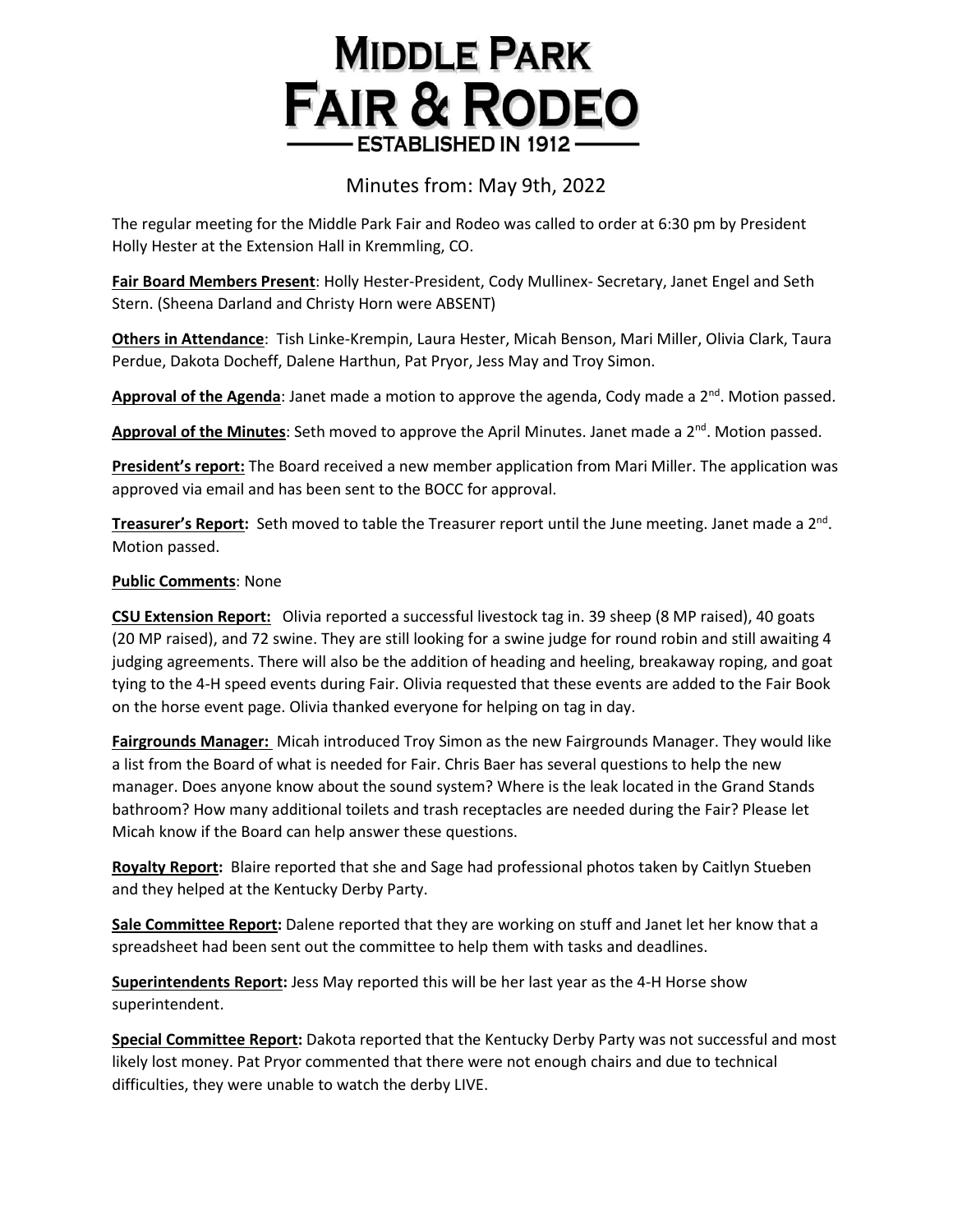# MIDDLE PARK FAIR & RODEO

ESTABLISHED IN 1912

## Minutes from: May 9th, 2022

The regular meeting for the Middle Park Fair and Rodeo was called to order at 6:30 pm by President Holly Hester at the Extension Hall in Kremmling, CO.

**Fair Board Members Present**: Holly Hester-President, Cody Mullinex- Secretary, Janet Engel and Seth Stern. (Sheena Darland and Christy Horn were ABSENT)

**Others in Attendance**: Tish Linke-Krempin, Laura Hester, Micah Benson, Mari Miller, Olivia Clark, Taura Perdue, Dakota Docheff, Dalene Harthun, Pat Pryor, Jess May and Troy Simon.

**Approval of the Agenda**: Janet made a motion to approve the agenda, Cody made a 2nd. Motion passed.

**Approval of the Minutes**: Seth moved to approve the April Minutes. Janet made a 2nd. Motion passed.

**President's report:** The Board received a new member application from Mari Miller. The application was approved via email and has been sent to the BOCC for approval.

**Treasurer's Report:** Seth moved to table the Treasurer report until the June meeting. Janet made a 2nd. Motion passed.

**Public Comments**: None

**CSU Extension Report:** Olivia reported a successful livestock tag in. 39 sheep (8 MP raised), 40 goats (20 MP raised), and 72 swine. They are still looking for a swine judge for round robin and still awaiting 4 judging agreements. There will also be the addition of heading and heeling, breakaway roping, and goat tying to the 4-H speed events during Fair. Olivia requested that these events are added to the Fair Book on the horse event page. Olivia thanked everyone for helping on tag in day.

**Fairgrounds Manager:** Micah introduced Troy Simon as the new Fairgrounds Manager. They would like a list from the Board of what is needed for Fair. Chris Baer has several questions to help the new manager. Does anyone know about the sound system? Where is the leak located in the Grand Stands bathroom? How many additional toilets and trash receptacles are needed during the Fair? Please let Micah know if the Board can help answer these questions.

**Royalty Report:** Blaire reported that she and Sage had professional photos taken by Caitlyn Stueben and they helped at the Kentucky Derby Party.

**Sale Committee Report:** Dalene reported that they are working on stuff and Janet let her know that a spreadsheet had been sent out the committee to help them with tasks and deadlines.

**Superintendents Report:** Jess May reported this will be her last year as the 4-H Horse show superintendent.

**Special Committee Report:** Dakota reported that the Kentucky Derby Party was not successful and most likely lost money. Pat Pryor commented that there were not enough chairs and due to technical difficulties, they were unable to watch the derby LIVE.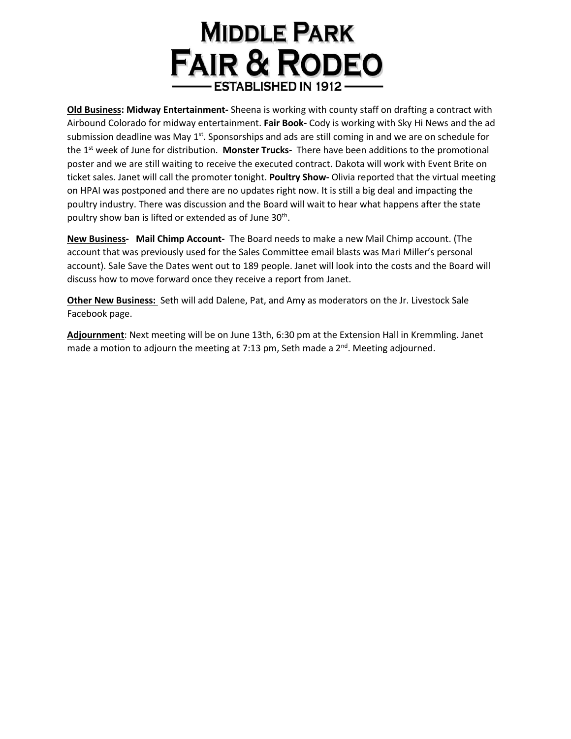# MIDDLE PARK FAIR & RODEO

ESTABLISHED IN 1912

**Old Business: Midway Entertainment-** Sheena is working with county staff on drafting a contract with Airbound Colorado for midway entertainment. **Fair Book-** Cody is working with Sky Hi News and the ad submission deadline was May 1st. Sponsorships and ads are still coming in and we are on schedule for the 1st week of June for distribution. **Monster Trucks-** There have been additions to the promotional poster and we are still waiting to receive the executed contract. Dakota will work with Event Brite on ticket sales. Janet will call the promoter tonight. **Poultry Show-** Olivia reported that the virtual meeting on HPAI was postponed and there are no updates right now. It is still a big deal and impacting the poultry industry. There was discussion and the Board will wait to hear what happens after the state poultry show ban is lifted or extended as of June 30th.

**New Business- Mail Chimp Account-** The Board needs to make a new Mail Chimp account. (The account that was previously used for the Sales Committee email blasts was Mari Miller's personal account). Sale Save the Dates went out to 189 people. Janet will look into the costs and the Board will discuss how to move forward once they receive a report from Janet.

**Other New Business:** Seth will add Dalene, Pat, and Amy as moderators on the Jr. Livestock Sale Facebook page.

**Adjournment**: Next meeting will be on June 13th, 6:30 pm at the Extension Hall in Kremmling. Janet made a motion to adjourn the meeting at 7:13 pm, Seth made a 2nd. Meeting adjourned.